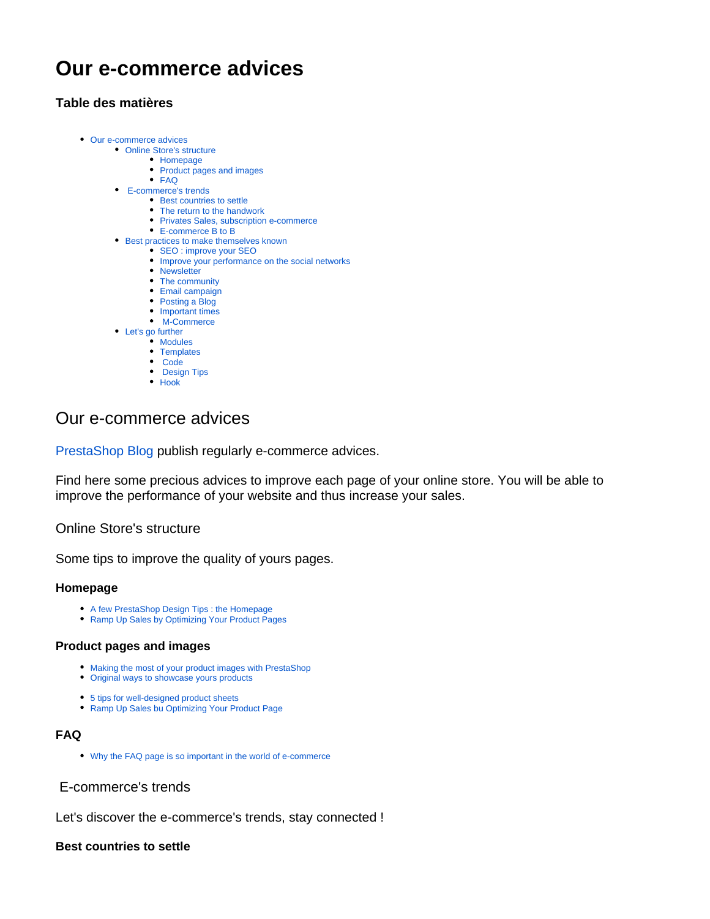# Our e-commerce advices

### Table des matières

- Our e-commerce advices
  - Online Store's structure
    - Homepage
    - Product pages and images
    - FAQ
  - E-commerce's trends
    - Best countries to settle
    - The return to the handwork
    - Privates Sales, subscription e-commerce
    - E-commerce B to B
  - Best practices to make themselves known
    - SEO : improve your SEO
    - Improve your performance on the social networks
    - Newsletter
    - The community
    - Email campaign
    - Posting a Blog
    - Important times
    - M-Commerce
  - Let's go further
    - Modules
    - Templates
    - Code
    - Design Tips
    - Hook

## Our e-commerce advices

PrestaShop Blog publish regularly e-commerce advices.

Find here some precious advices to improve each page of your online store. You will be able to improve the performance of your website and thus increase your sales.

## Online Store's structure

Some tips to improve the quality of yours pages.

### Homepage

- A few PrestaShop Design Tips : the Homepage
- Ramp Up Sales by Optimizing Your Product Pages

### Product pages and images

- Making the most of your product images with PrestaShop
- Original ways to showcase yours products

- 5 tips for well-designed product sheets
- Ramp Up Sales bu Optimizing Your Product Page

### FAQ

- Why the FAQ page is so important in the world of e-commerce

## E-commerce's trends

Let's discover the e-commerce's trends, stay connected !

### Best countries to settle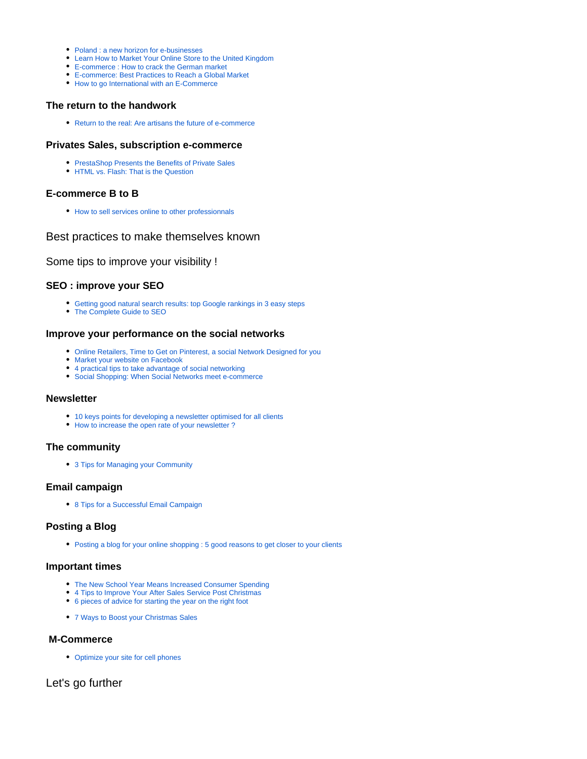- Poland : a new horizon for e-businesses
- Learn How to Market Your Online Store to the United Kingdom
- E-commerce : How to crack the German market
- E-commerce: Best Practices to Reach a Global Market
- How to go International with an E-Commerce

### The return to the handwork

- Return to the real: Are artisans the future of e-commerce

### Privates Sales, subscription e-commerce

- PrestaShop Presents the Benefits of Private Sales
- HTML vs. Flash: That is the Question

### E-commerce B to B

- How to sell services online to other professionnals

## Best practices to make themselves known

## Some tips to improve your visibility !

### SEO : improve your SEO

- Getting good natural search results: top Google rankings in 3 easy steps
- The Complete Guide to SEO

### Improve your performance on the social networks

- Online Retailers, Time to Get on Pinterest, a social Network Designed for you
- Market your website on Facebook
- 4 practical tips to take advantage of social networking
- Social Shopping: When Social Networks meet e-commerce

### Newsletter

- 10 keys points for developing a newsletter optimised for all clients
- How to increase the open rate of your newsletter ?

### The community

- 3 Tips for Managing your Community

### Email campaign

- 8 Tips for a Successful Email Campaign

### Posting a Blog

- Posting a blog for your online shopping : 5 good reasons to get closer to your clients

### Important times

- The New School Year Means Increased Consumer Spending
- 4 Tips to Improve Your After Sales Service Post Christmas
- 6 pieces of advice for starting the year on the right foot
- 7 Ways to Boost your Christmas Sales

### M-Commerce

- Optimize your site for cell phones

## Let's go further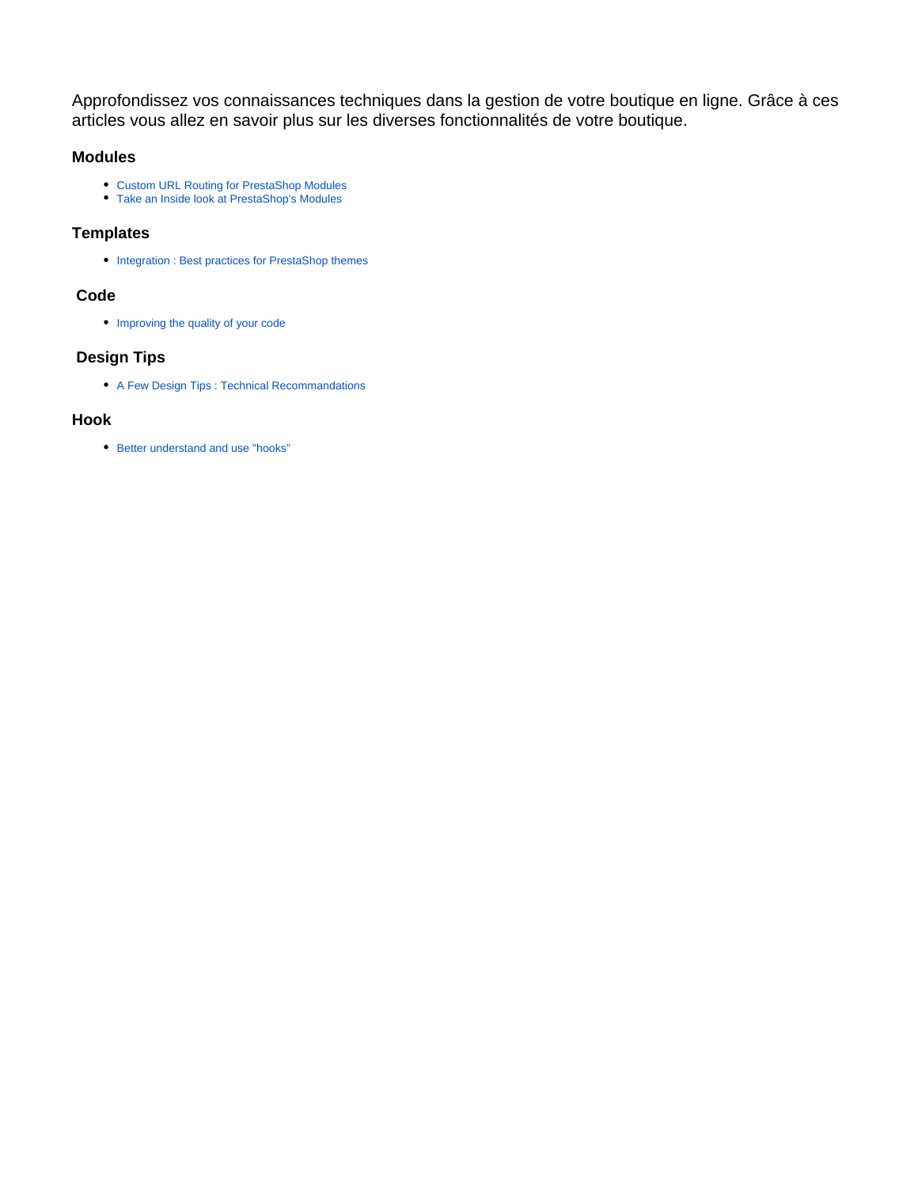Approfondissez vos connaissances techniques dans la gestion de votre boutique en ligne. Grâce à ces articles vous allez en savoir plus sur les diverses fonctionnalités de votre boutique.

### Modules

- Custom URL Routing for PrestaShop Modules
- Take an Inside look at PrestaShop's Modules

### Templates

- Integration : Best practices for PrestaShop themes

### Code

- Improving the quality of your code

### Design Tips

- A Few Design Tips : Technical Recommandations

### Hook

- Better understand and use "hooks"